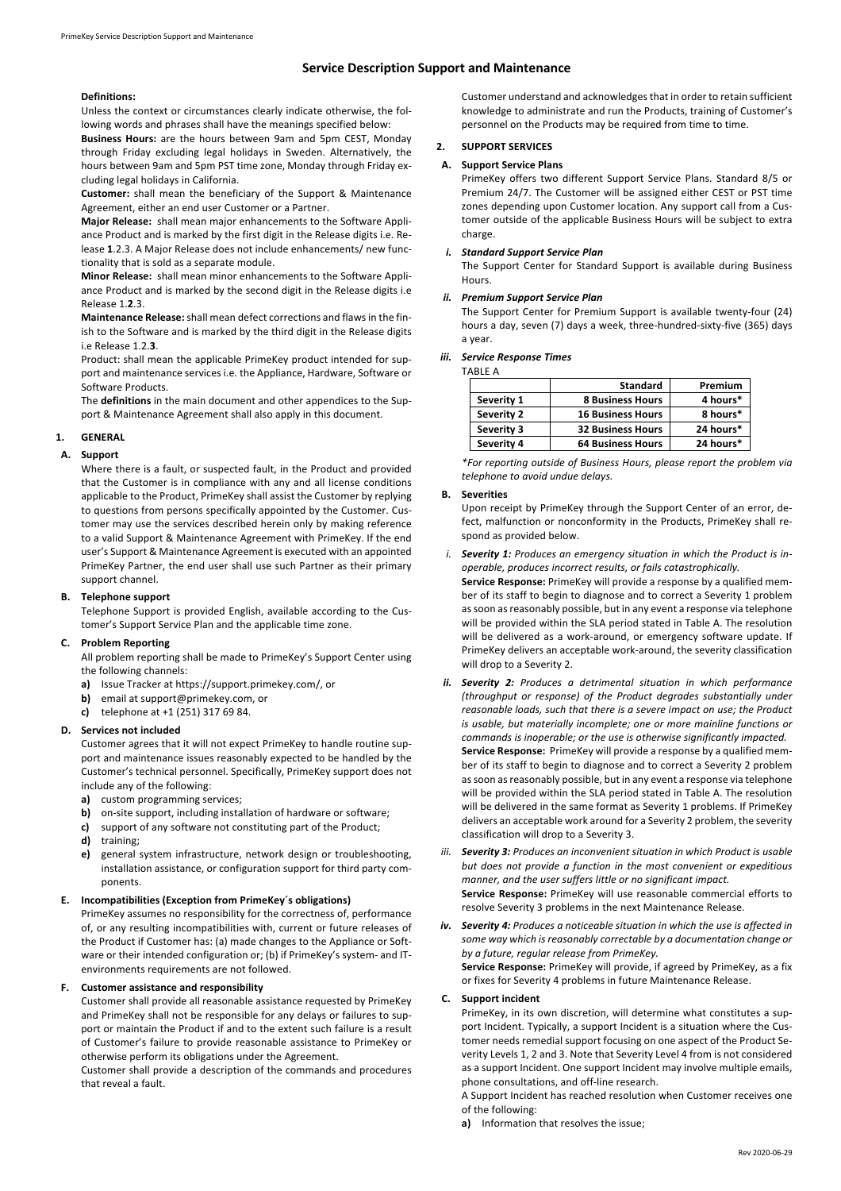# Service Description Support and Maintenance

**Definitions:**

Unless the context or circumstances clearly indicate otherwise, the following words and phrases shall have the meanings specified below:

**Business Hours:** are the hours between 9am and 5pm CEST, Monday through Friday excluding legal holidays in Sweden. Alternatively, the hours between 9am and 5pm PST time zone, Monday through Friday excluding legal holidays in California.

**Customer:** shall mean the beneficiary of the Support & Maintenance Agreement, either an end user Customer or a Partner.

**Major Release:** shall mean major enhancements to the Software Appliance Product and is marked by the first digit in the Release digits i.e. Release **1**.2.3. A Major Release does not include enhancements/ new functionality that is sold as a separate module.

**Minor Release:** shall mean minor enhancements to the Software Appliance Product and is marked by the second digit in the Release digits i.e Release 1.**2**.3.

**Maintenance Release:** shall mean defect corrections and flaws in the finish to the Software and is marked by the third digit in the Release digits i.e Release 1.2.**3**.

Product: shall mean the applicable PrimeKey product intended for support and maintenance services i.e. the Appliance, Hardware, Software or Software Products.

The **definitions** in the main document and other appendices to the Support & Maintenance Agreement shall also apply in this document.

## 1. GENERAL

### A. Support

Where there is a fault, or suspected fault, in the Product and provided that the Customer is in compliance with any and all license conditions applicable to the Product, PrimeKey shall assist the Customer by replying to questions from persons specifically appointed by the Customer. Customer may use the services described herein only by making reference to a valid Support & Maintenance Agreement with PrimeKey. If the end user's Support & Maintenance Agreement is executed with an appointed PrimeKey Partner, the end user shall use such Partner as their primary support channel.

### B. Telephone support

Telephone Support is provided English, available according to the Customer's Support Service Plan and the applicable time zone.

### C. Problem Reporting

All problem reporting shall be made to PrimeKey's Support Center using the following channels:

- **a)** Issue Tracker at https://support.primekey.com/, or
- **b)** email at support@primekey.com, or
- **c)** telephone at +1 (251) 317 69 84.

### D. Services not included

Customer agrees that it will not expect PrimeKey to handle routine support and maintenance issues reasonably expected to be handled by the Customer's technical personnel. Specifically, PrimeKey support does not include any of the following:

- **a)** custom programming services;
- **b)** on-site support, including installation of hardware or software;
- **c)** support of any software not constituting part of the Product;
- **d)** training;
- **e)** general system infrastructure, network design or troubleshooting, installation assistance, or configuration support for third party components.

### E. Incompatibilities (Exception from PrimeKey´s obligations)

PrimeKey assumes no responsibility for the correctness of, performance of, or any resulting incompatibilities with, current or future releases of the Product if Customer has: (a) made changes to the Appliance or Software or their intended configuration or; (b) if PrimeKey's system- and IT-environments requirements are not followed.

### F. Customer assistance and responsibility

Customer shall provide all reasonable assistance requested by PrimeKey and PrimeKey shall not be responsible for any delays or failures to support or maintain the Product if and to the extent such failure is a result of Customer's failure to provide reasonable assistance to PrimeKey or otherwise perform its obligations under the Agreement.

Customer shall provide a description of the commands and procedures that reveal a fault.

Customer understand and acknowledges that in order to retain sufficient knowledge to administrate and run the Products, training of Customer's personnel on the Products may be required from time to time.

## 2. SUPPORT SERVICES

### A. Support Service Plans

PrimeKey offers two different Support Service Plans. Standard 8/5 or Premium 24/7. The Customer will be assigned either CEST or PST time zones depending upon Customer location. Any support call from a Customer outside of the applicable Business Hours will be subject to extra charge.

#### *i. Standard Support Service Plan*

The Support Center for Standard Support is available during Business Hours.

#### *ii. Premium Support Service Plan*

The Support Center for Premium Support is available twenty-four (24) hours a day, seven (7) days a week, three-hundred-sixty-five (365) days a year.

#### *iii. Service Response Times*

TABLE A

| | **Standard** | **Premium** |
|---|---|---|
| **Severity 1** | **8 Business Hours** | **4 hours*** |
| **Severity 2** | **16 Business Hours** | **8 hours*** |
| **Severity 3** | **32 Business Hours** | **24 hours*** |
| **Severity 4** | **64 Business Hours** | **24 hours*** |

*\*For reporting outside of Business Hours, please report the problem via telephone to avoid undue delays.*

### B. Severities

Upon receipt by PrimeKey through the Support Center of an error, defect, malfunction or nonconformity in the Products, PrimeKey shall respond as provided below.

*i.* ***Severity 1:*** *Produces an emergency situation in which the Product is inoperable, produces incorrect results, or fails catastrophically.*

**Service Response:** PrimeKey will provide a response by a qualified member of its staff to begin to diagnose and to correct a Severity 1 problem as soon as reasonably possible, but in any event a response via telephone will be provided within the SLA period stated in Table A. The resolution will be delivered as a work-around, or emergency software update. If PrimeKey delivers an acceptable work-around, the severity classification will drop to a Severity 2.

***ii. Severity 2:*** *Produces a detrimental situation in which performance (throughput or response) of the Product degrades substantially under reasonable loads, such that there is a severe impact on use; the Product is usable, but materially incomplete; one or more mainline functions or commands is inoperable; or the use is otherwise significantly impacted.*

**Service Response:** PrimeKey will provide a response by a qualified member of its staff to begin to diagnose and to correct a Severity 2 problem as soon as reasonably possible, but in any event a response via telephone will be provided within the SLA period stated in Table A. The resolution will be delivered in the same format as Severity 1 problems. If PrimeKey delivers an acceptable work around for a Severity 2 problem, the severity classification will drop to a Severity 3.

*iii.* ***Severity 3:*** *Produces an inconvenient situation in which Product is usable but does not provide a function in the most convenient or expeditious manner, and the user suffers little or no significant impact.*

**Service Response:** PrimeKey will use reasonable commercial efforts to resolve Severity 3 problems in the next Maintenance Release.

***iv. Severity 4:*** *Produces a noticeable situation in which the use is affected in some way which is reasonably correctable by a documentation change or by a future, regular release from PrimeKey.*

**Service Response:** PrimeKey will provide, if agreed by PrimeKey, as a fix or fixes for Severity 4 problems in future Maintenance Release.

### C. Support incident

PrimeKey, in its own discretion, will determine what constitutes a support Incident. Typically, a support Incident is a situation where the Customer needs remedial support focusing on one aspect of the Product Severity Levels 1, 2 and 3. Note that Severity Level 4 from is not considered as a support Incident. One support Incident may involve multiple emails, phone consultations, and off-line research.

A Support Incident has reached resolution when Customer receives one of the following:

- **a)** Information that resolves the issue;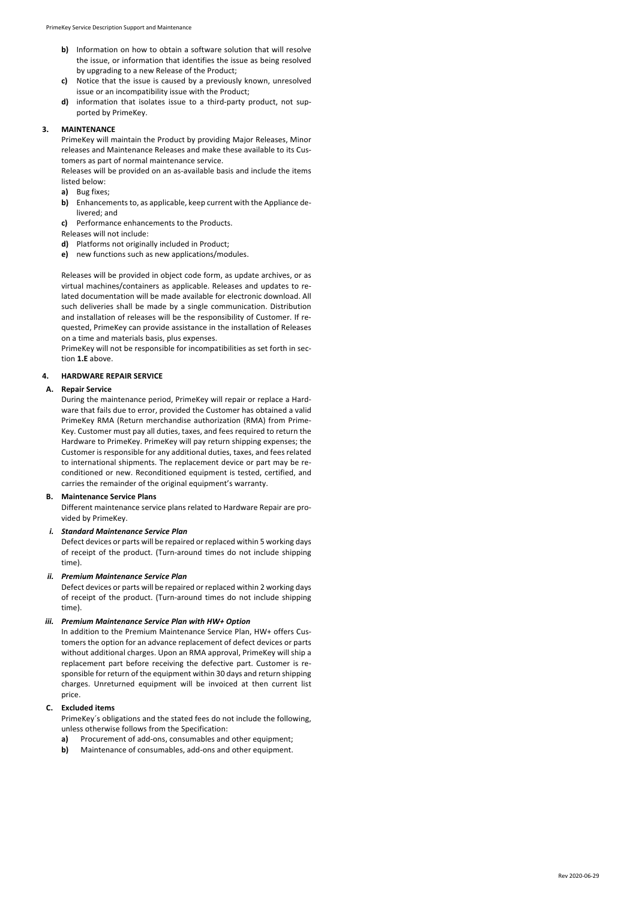**b)** Information on how to obtain a software solution that will resolve the issue, or information that identifies the issue as being resolved by upgrading to a new Release of the Product;

**c)** Notice that the issue is caused by a previously known, unresolved issue or an incompatibility issue with the Product;

**d)** information that isolates issue to a third-party product, not supported by PrimeKey.

## 3. MAINTENANCE

PrimeKey will maintain the Product by providing Major Releases, Minor releases and Maintenance Releases and make these available to its Customers as part of normal maintenance service.

Releases will be provided on an as-available basis and include the items listed below:

**a)** Bug fixes;

**b)** Enhancements to, as applicable, keep current with the Appliance delivered; and

**c)** Performance enhancements to the Products.

Releases will not include:

**d)** Platforms not originally included in Product;

**e)** new functions such as new applications/modules.

Releases will be provided in object code form, as update archives, or as virtual machines/containers as applicable. Releases and updates to related documentation will be made available for electronic download. All such deliveries shall be made by a single communication. Distribution and installation of releases will be the responsibility of Customer. If requested, PrimeKey can provide assistance in the installation of Releases on a time and materials basis, plus expenses.

PrimeKey will not be responsible for incompatibilities as set forth in section **1.E** above.

## 4. HARDWARE REPAIR SERVICE

### A. Repair Service

During the maintenance period, PrimeKey will repair or replace a Hardware that fails due to error, provided the Customer has obtained a valid PrimeKey RMA (Return merchandise authorization (RMA) from PrimeKey. Customer must pay all duties, taxes, and fees required to return the Hardware to PrimeKey. PrimeKey will pay return shipping expenses; the Customer is responsible for any additional duties, taxes, and fees related to international shipments. The replacement device or part may be reconditioned or new. Reconditioned equipment is tested, certified, and carries the remainder of the original equipment's warranty.

### B. Maintenance Service Plans

Different maintenance service plans related to Hardware Repair are provided by PrimeKey.

#### *i. Standard Maintenance Service Plan*

Defect devices or parts will be repaired or replaced within 5 working days of receipt of the product. (Turn-around times do not include shipping time).

#### *ii. Premium Maintenance Service Plan*

Defect devices or parts will be repaired or replaced within 2 working days of receipt of the product. (Turn-around times do not include shipping time).

#### *iii. Premium Maintenance Service Plan with HW+ Option*

In addition to the Premium Maintenance Service Plan, HW+ offers Customers the option for an advance replacement of defect devices or parts without additional charges. Upon an RMA approval, PrimeKey will ship a replacement part before receiving the defective part. Customer is responsible for return of the equipment within 30 days and return shipping charges. Unreturned equipment will be invoiced at then current list price.

### C. Excluded items

PrimeKey´s obligations and the stated fees do not include the following, unless otherwise follows from the Specification:

**a)** Procurement of add-ons, consumables and other equipment;

**b)** Maintenance of consumables, add-ons and other equipment.